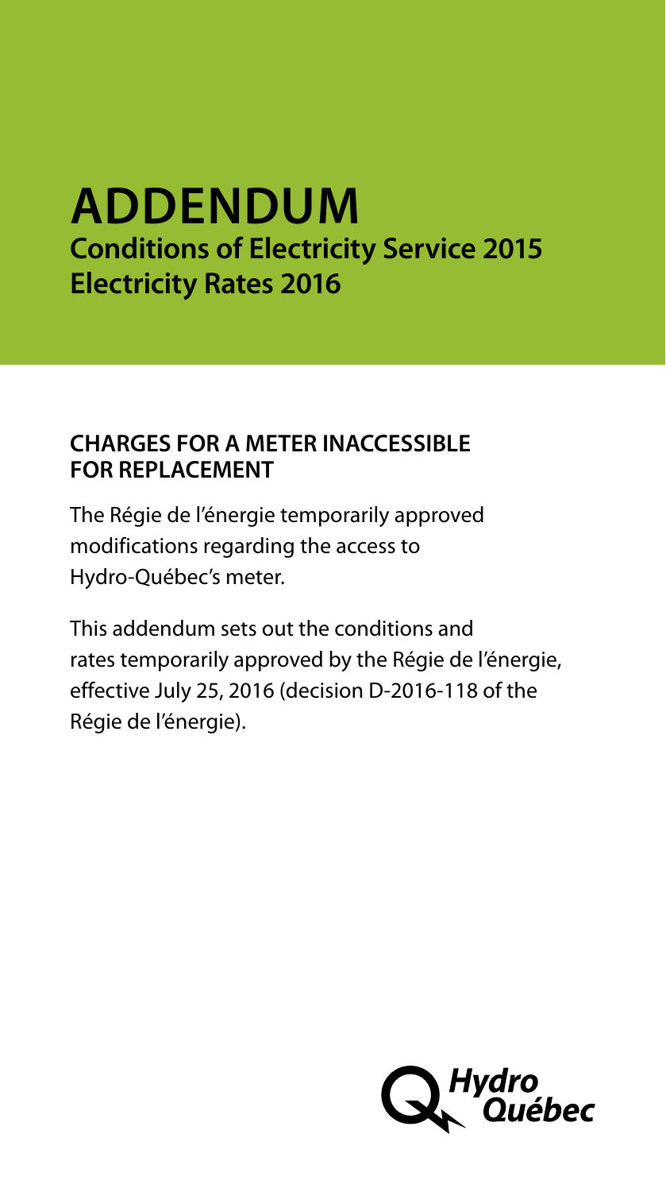# ADDENDUM

## Conditions of Electricity Service 2015
## Electricity Rates 2016

### CHARGES FOR A METER INACCESSIBLE FOR REPLACEMENT

The Régie de l'énergie temporarily approved modifications regarding the access to Hydro-Québec's meter.

This addendum sets out the conditions and rates temporarily approved by the Régie de l'énergie, effective July 25, 2016 (decision D-2016-118 of the Régie de l'énergie).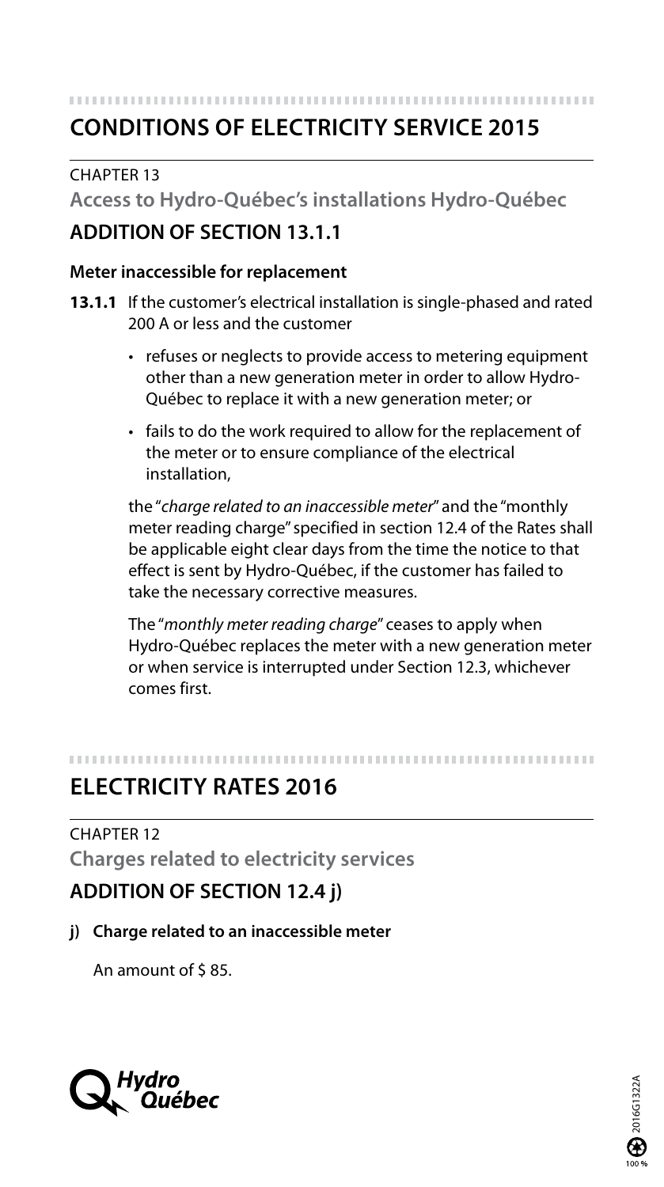# CONDITIONS OF ELECTRICITY SERVICE 2015

CHAPTER 13

**Access to Hydro-Québec's installations Hydro-Québec**

## ADDITION OF SECTION 13.1.1

### Meter inaccessible for replacement

**13.1.1** If the customer's electrical installation is single-phased and rated 200 A or less and the customer

- refuses or neglects to provide access to metering equipment other than a new generation meter in order to allow Hydro-Québec to replace it with a new generation meter; or
- fails to do the work required to allow for the replacement of the meter or to ensure compliance of the electrical installation,

the "*charge related to an inaccessible meter*" and the "monthly meter reading charge" specified in section 12.4 of the Rates shall be applicable eight clear days from the time the notice to that effect is sent by Hydro-Québec, if the customer has failed to take the necessary corrective measures.

The "*monthly meter reading charge*" ceases to apply when Hydro-Québec replaces the meter with a new generation meter or when service is interrupted under Section 12.3, whichever comes first.

# ELECTRICITY RATES 2016

CHAPTER 12

**Charges related to electricity services**

## ADDITION OF SECTION 12.4 j)

**j) Charge related to an inaccessible meter**

An amount of $ 85.

Hydro Québec

2016G1322A